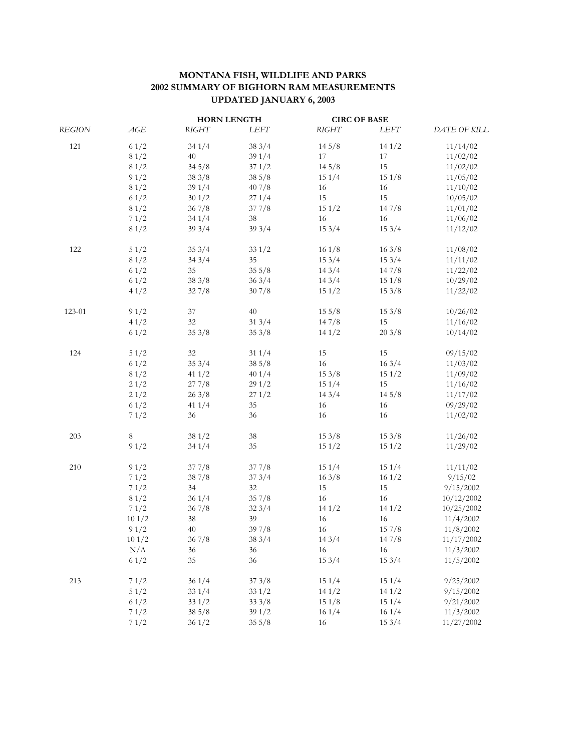# MONTANA FISH, WILDLIFE AND PARKS
## 2002 SUMMARY OF BIGHORN RAM MEASUREMENTS
### UPDATED JANUARY 6, 2003

| | | HORN LENGTH | | CIRC OF BASE | | |
|---|---|---|---|---|---|---|
| *REGION* | *AGE* | *RIGHT* | *LEFT* | *RIGHT* | *LEFT* | *DATE OF KILL* |
| 121 | 6 1/2 | 34 1/4 | 38 3/4 | 14 5/8 | 14 1/2 | 11/14/02 |
| | 8 1/2 | 40 | 39 1/4 | 17 | 17 | 11/02/02 |
| | 8 1/2 | 34 5/8 | 37 1/2 | 14 5/8 | 15 | 11/02/02 |
| | 9 1/2 | 38 3/8 | 38 5/8 | 15 1/4 | 15 1/8 | 11/05/02 |
| | 8 1/2 | 39 1/4 | 40 7/8 | 16 | 16 | 11/10/02 |
| | 6 1/2 | 30 1/2 | 27 1/4 | 15 | 15 | 10/05/02 |
| | 8 1/2 | 36 7/8 | 37 7/8 | 15 1/2 | 14 7/8 | 11/01/02 |
| | 7 1/2 | 34 1/4 | 38 | 16 | 16 | 11/06/02 |
| | 8 1/2 | 39 3/4 | 39 3/4 | 15 3/4 | 15 3/4 | 11/12/02 |
| 122 | 5 1/2 | 35 3/4 | 33 1/2 | 16 1/8 | 16 3/8 | 11/08/02 |
| | 8 1/2 | 34 3/4 | 35 | 15 3/4 | 15 3/4 | 11/11/02 |
| | 6 1/2 | 35 | 35 5/8 | 14 3/4 | 14 7/8 | 11/22/02 |
| | 6 1/2 | 38 3/8 | 36 3/4 | 14 3/4 | 15 1/8 | 10/29/02 |
| | 4 1/2 | 32 7/8 | 30 7/8 | 15 1/2 | 15 3/8 | 11/22/02 |
| 123-01 | 9 1/2 | 37 | 40 | 15 5/8 | 15 3/8 | 10/26/02 |
| | 4 1/2 | 32 | 31 3/4 | 14 7/8 | 15 | 11/16/02 |
| | 6 1/2 | 35 3/8 | 35 3/8 | 14 1/2 | 20 3/8 | 10/14/02 |
| 124 | 5 1/2 | 32 | 31 1/4 | 15 | 15 | 09/15/02 |
| | 6 1/2 | 35 3/4 | 38 5/8 | 16 | 16 3/4 | 11/03/02 |
| | 8 1/2 | 41 1/2 | 40 1/4 | 15 3/8 | 15 1/2 | 11/09/02 |
| | 2 1/2 | 27 7/8 | 29 1/2 | 15 1/4 | 15 | 11/16/02 |
| | 2 1/2 | 26 3/8 | 27 1/2 | 14 3/4 | 14 5/8 | 11/17/02 |
| | 6 1/2 | 41 1/4 | 35 | 16 | 16 | 09/29/02 |
| | 7 1/2 | 36 | 36 | 16 | 16 | 11/02/02 |
| 203 | 8 | 38 1/2 | 38 | 15 3/8 | 15 3/8 | 11/26/02 |
| | 9 1/2 | 34 1/4 | 35 | 15 1/2 | 15 1/2 | 11/29/02 |
| 210 | 9 1/2 | 37 7/8 | 37 7/8 | 15 1/4 | 15 1/4 | 11/11/02 |
| | 7 1/2 | 38 7/8 | 37 3/4 | 16 3/8 | 16 1/2 | 9/15/02 |
| | 7 1/2 | 34 | 32 | 15 | 15 | 9/15/2002 |
| | 8 1/2 | 36 1/4 | 35 7/8 | 16 | 16 | 10/12/2002 |
| | 7 1/2 | 36 7/8 | 32 3/4 | 14 1/2 | 14 1/2 | 10/25/2002 |
| | 10 1/2 | 38 | 39 | 16 | 16 | 11/4/2002 |
| | 9 1/2 | 40 | 39 7/8 | 16 | 15 7/8 | 11/8/2002 |
| | 10 1/2 | 36 7/8 | 38 3/4 | 14 3/4 | 14 7/8 | 11/17/2002 |
| | N/A | 36 | 36 | 16 | 16 | 11/3/2002 |
| | 6 1/2 | 35 | 36 | 15 3/4 | 15 3/4 | 11/5/2002 |
| 213 | 7 1/2 | 36 1/4 | 37 3/8 | 15 1/4 | 15 1/4 | 9/25/2002 |
| | 5 1/2 | 33 1/4 | 33 1/2 | 14 1/2 | 14 1/2 | 9/15/2002 |
| | 6 1/2 | 33 1/2 | 33 3/8 | 15 1/8 | 15 1/4 | 9/21/2002 |
| | 7 1/2 | 38 5/8 | 39 1/2 | 16 1/4 | 16 1/4 | 11/3/2002 |
| | 7 1/2 | 36 1/2 | 35 5/8 | 16 | 15 3/4 | 11/27/2002 |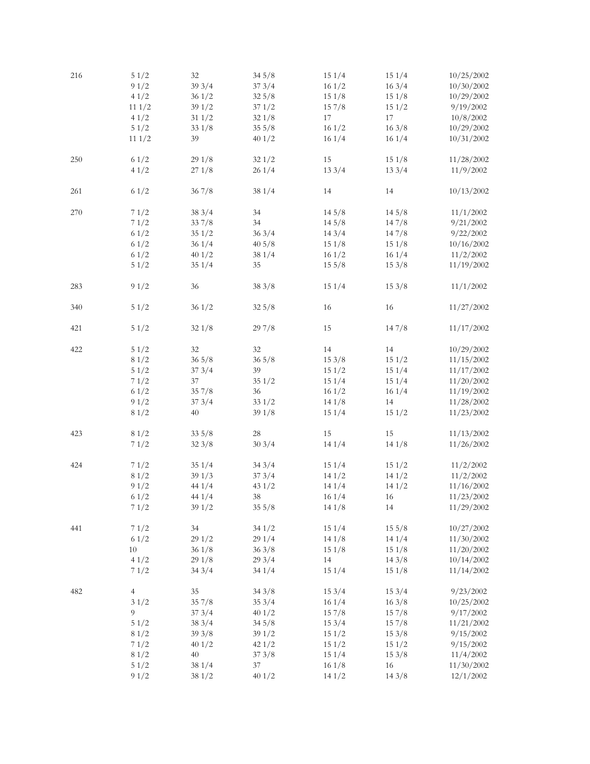| | | | | | | |
|---|---|---|---|---|---|---|
| 216 | 5 1/2 | 32 | 34 5/8 | 15 1/4 | 15 1/4 | 10/25/2002 |
| | 9 1/2 | 39 3/4 | 37 3/4 | 16 1/2 | 16 3/4 | 10/30/2002 |
| | 4 1/2 | 36 1/2 | 32 5/8 | 15 1/8 | 15 1/8 | 10/29/2002 |
| | 11 1/2 | 39 1/2 | 37 1/2 | 15 7/8 | 15 1/2 | 9/19/2002 |
| | 4 1/2 | 31 1/2 | 32 1/8 | 17 | 17 | 10/8/2002 |
| | 5 1/2 | 33 1/8 | 35 5/8 | 16 1/2 | 16 3/8 | 10/29/2002 |
| | 11 1/2 | 39 | 40 1/2 | 16 1/4 | 16 1/4 | 10/31/2002 |
| 250 | 6 1/2 | 29 1/8 | 32 1/2 | 15 | 15 1/8 | 11/28/2002 |
| | 4 1/2 | 27 1/8 | 26 1/4 | 13 3/4 | 13 3/4 | 11/9/2002 |
| 261 | 6 1/2 | 36 7/8 | 38 1/4 | 14 | 14 | 10/13/2002 |
| 270 | 7 1/2 | 38 3/4 | 34 | 14 5/8 | 14 5/8 | 11/1/2002 |
| | 7 1/2 | 33 7/8 | 34 | 14 5/8 | 14 7/8 | 9/21/2002 |
| | 6 1/2 | 35 1/2 | 36 3/4 | 14 3/4 | 14 7/8 | 9/22/2002 |
| | 6 1/2 | 36 1/4 | 40 5/8 | 15 1/8 | 15 1/8 | 10/16/2002 |
| | 6 1/2 | 40 1/2 | 38 1/4 | 16 1/2 | 16 1/4 | 11/2/2002 |
| | 5 1/2 | 35 1/4 | 35 | 15 5/8 | 15 3/8 | 11/19/2002 |
| 283 | 9 1/2 | 36 | 38 3/8 | 15 1/4 | 15 3/8 | 11/1/2002 |
| 340 | 5 1/2 | 36 1/2 | 32 5/8 | 16 | 16 | 11/27/2002 |
| 421 | 5 1/2 | 32 1/8 | 29 7/8 | 15 | 14 7/8 | 11/17/2002 |
| 422 | 5 1/2 | 32 | 32 | 14 | 14 | 10/29/2002 |
| | 8 1/2 | 36 5/8 | 36 5/8 | 15 3/8 | 15 1/2 | 11/15/2002 |
| | 5 1/2 | 37 3/4 | 39 | 15 1/2 | 15 1/4 | 11/17/2002 |
| | 7 1/2 | 37 | 35 1/2 | 15 1/4 | 15 1/4 | 11/20/2002 |
| | 6 1/2 | 35 7/8 | 36 | 16 1/2 | 16 1/4 | 11/19/2002 |
| | 9 1/2 | 37 3/4 | 33 1/2 | 14 1/8 | 14 | 11/28/2002 |
| | 8 1/2 | 40 | 39 1/8 | 15 1/4 | 15 1/2 | 11/23/2002 |
| 423 | 8 1/2 | 33 5/8 | 28 | 15 | 15 | 11/13/2002 |
| | 7 1/2 | 32 3/8 | 30 3/4 | 14 1/4 | 14 1/8 | 11/26/2002 |
| 424 | 7 1/2 | 35 1/4 | 34 3/4 | 15 1/4 | 15 1/2 | 11/2/2002 |
| | 8 1/2 | 39 1/3 | 37 3/4 | 14 1/2 | 14 1/2 | 11/2/2002 |
| | 9 1/2 | 44 1/4 | 43 1/2 | 14 1/4 | 14 1/2 | 11/16/2002 |
| | 6 1/2 | 44 1/4 | 38 | 16 1/4 | 16 | 11/23/2002 |
| | 7 1/2 | 39 1/2 | 35 5/8 | 14 1/8 | 14 | 11/29/2002 |
| 441 | 7 1/2 | 34 | 34 1/2 | 15 1/4 | 15 5/8 | 10/27/2002 |
| | 6 1/2 | 29 1/2 | 29 1/4 | 14 1/8 | 14 1/4 | 11/30/2002 |
| | 10 | 36 1/8 | 36 3/8 | 15 1/8 | 15 1/8 | 11/20/2002 |
| | 4 1/2 | 29 1/8 | 29 3/4 | 14 | 14 3/8 | 10/14/2002 |
| | 7 1/2 | 34 3/4 | 34 1/4 | 15 1/4 | 15 1/8 | 11/14/2002 |
| 482 | 4 | 35 | 34 3/8 | 15 3/4 | 15 3/4 | 9/23/2002 |
| | 3 1/2 | 35 7/8 | 35 3/4 | 16 1/4 | 16 3/8 | 10/25/2002 |
| | 9 | 37 3/4 | 40 1/2 | 15 7/8 | 15 7/8 | 9/17/2002 |
| | 5 1/2 | 38 3/4 | 34 5/8 | 15 3/4 | 15 7/8 | 11/21/2002 |
| | 8 1/2 | 39 3/8 | 39 1/2 | 15 1/2 | 15 3/8 | 9/15/2002 |
| | 7 1/2 | 40 1/2 | 42 1/2 | 15 1/2 | 15 1/2 | 9/15/2002 |
| | 8 1/2 | 40 | 37 3/8 | 15 1/4 | 15 3/8 | 11/4/2002 |
| | 5 1/2 | 38 1/4 | 37 | 16 1/8 | 16 | 11/30/2002 |
| | 9 1/2 | 38 1/2 | 40 1/2 | 14 1/2 | 14 3/8 | 12/1/2002 |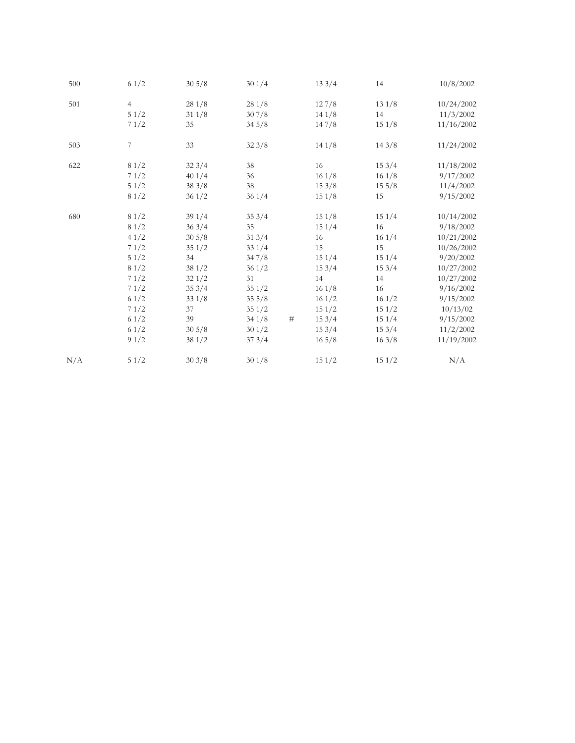| | | | | | | | |
|---|---|---|---|---|---|---|---|
| 500 | 6 1/2 | 30 5/8 | 30 1/4 | | 13 3/4 | 14 | 10/8/2002 |
| 501 | 4 | 28 1/8 | 28 1/8 | | 12 7/8 | 13 1/8 | 10/24/2002 |
| | 5 1/2 | 31 1/8 | 30 7/8 | | 14 1/8 | 14 | 11/3/2002 |
| | 7 1/2 | 35 | 34 5/8 | | 14 7/8 | 15 1/8 | 11/16/2002 |
| 503 | 7 | 33 | 32 3/8 | | 14 1/8 | 14 3/8 | 11/24/2002 |
| 622 | 8 1/2 | 32 3/4 | 38 | | 16 | 15 3/4 | 11/18/2002 |
| | 7 1/2 | 40 1/4 | 36 | | 16 1/8 | 16 1/8 | 9/17/2002 |
| | 5 1/2 | 38 3/8 | 38 | | 15 3/8 | 15 5/8 | 11/4/2002 |
| | 8 1/2 | 36 1/2 | 36 1/4 | | 15 1/8 | 15 | 9/15/2002 |
| 680 | 8 1/2 | 39 1/4 | 35 3/4 | | 15 1/8 | 15 1/4 | 10/14/2002 |
| | 8 1/2 | 36 3/4 | 35 | | 15 1/4 | 16 | 9/18/2002 |
| | 4 1/2 | 30 5/8 | 31 3/4 | | 16 | 16 1/4 | 10/21/2002 |
| | 7 1/2 | 35 1/2 | 33 1/4 | | 15 | 15 | 10/26/2002 |
| | 5 1/2 | 34 | 34 7/8 | | 15 1/4 | 15 1/4 | 9/20/2002 |
| | 8 1/2 | 38 1/2 | 36 1/2 | | 15 3/4 | 15 3/4 | 10/27/2002 |
| | 7 1/2 | 32 1/2 | 31 | | 14 | 14 | 10/27/2002 |
| | 7 1/2 | 35 3/4 | 35 1/2 | | 16 1/8 | 16 | 9/16/2002 |
| | 6 1/2 | 33 1/8 | 35 5/8 | | 16 1/2 | 16 1/2 | 9/15/2002 |
| | 7 1/2 | 37 | 35 1/2 | | 15 1/2 | 15 1/2 | 10/13/02 |
| | 6 1/2 | 39 | 34 1/8 | # | 15 3/4 | 15 1/4 | 9/15/2002 |
| | 6 1/2 | 30 5/8 | 30 1/2 | | 15 3/4 | 15 3/4 | 11/2/2002 |
| | 9 1/2 | 38 1/2 | 37 3/4 | | 16 5/8 | 16 3/8 | 11/19/2002 |
| N/A | 5 1/2 | 30 3/8 | 30 1/8 | | 15 1/2 | 15 1/2 | N/A |